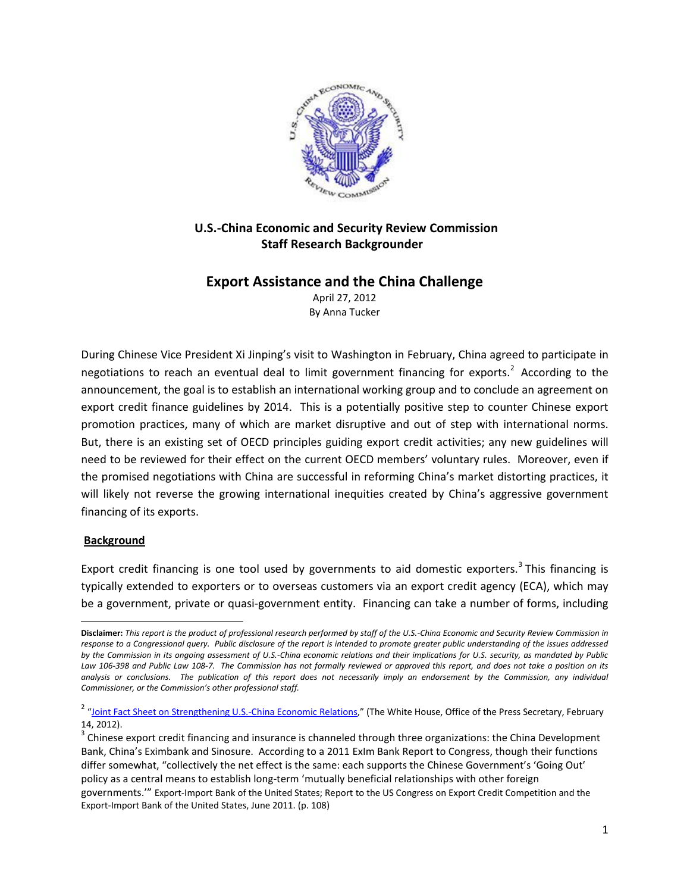**U.S.-China Economic and Security Review Commission**
**Staff Research Backgrounder**

# Export Assistance and the China Challenge

April 27, 2012
By Anna Tucker

During Chinese Vice President Xi Jinping's visit to Washington in February, China agreed to participate in negotiations to reach an eventual deal to limit government financing for exports.[2] According to the announcement, the goal is to establish an international working group and to conclude an agreement on export credit finance guidelines by 2014. This is a potentially positive step to counter Chinese export promotion practices, many of which are market disruptive and out of step with international norms. But, there is an existing set of OECD principles guiding export credit activities; any new guidelines will need to be reviewed for their effect on the current OECD members' voluntary rules. Moreover, even if the promised negotiations with China are successful in reforming China's market distorting practices, it will likely not reverse the growing international inequities created by China's aggressive government financing of its exports.

## Background

Export credit financing is one tool used by governments to aid domestic exporters.[3] This financing is typically extended to exporters or to overseas customers via an export credit agency (ECA), which may be a government, private or quasi-government entity. Financing can take a number of forms, including

---

**Disclaimer:** *This report is the product of professional research performed by staff of the U.S.-China Economic and Security Review Commission in response to a Congressional query. Public disclosure of the report is intended to promote greater public understanding of the issues addressed by the Commission in its ongoing assessment of U.S.-China economic relations and their implications for U.S. security, as mandated by Public Law 106-398 and Public Law 108-7. The Commission has not formally reviewed or approved this report, and does not take a position on its analysis or conclusions. The publication of this report does not necessarily imply an endorsement by the Commission, any individual Commissioner, or the Commission's other professional staff.*

[2] "Joint Fact Sheet on Strengthening U.S.-China Economic Relations," (The White House, Office of the Press Secretary, February 14, 2012).

[3] Chinese export credit financing and insurance is channeled through three organizations: the China Development Bank, China's Eximbank and Sinosure. According to a 2011 ExIm Bank Report to Congress, though their functions differ somewhat, "collectively the net effect is the same: each supports the Chinese Government's 'Going Out' policy as a central means to establish long-term 'mutually beneficial relationships with other foreign governments.'" Export-Import Bank of the United States; Report to the US Congress on Export Credit Competition and the Export-Import Bank of the United States, June 2011. (p. 108)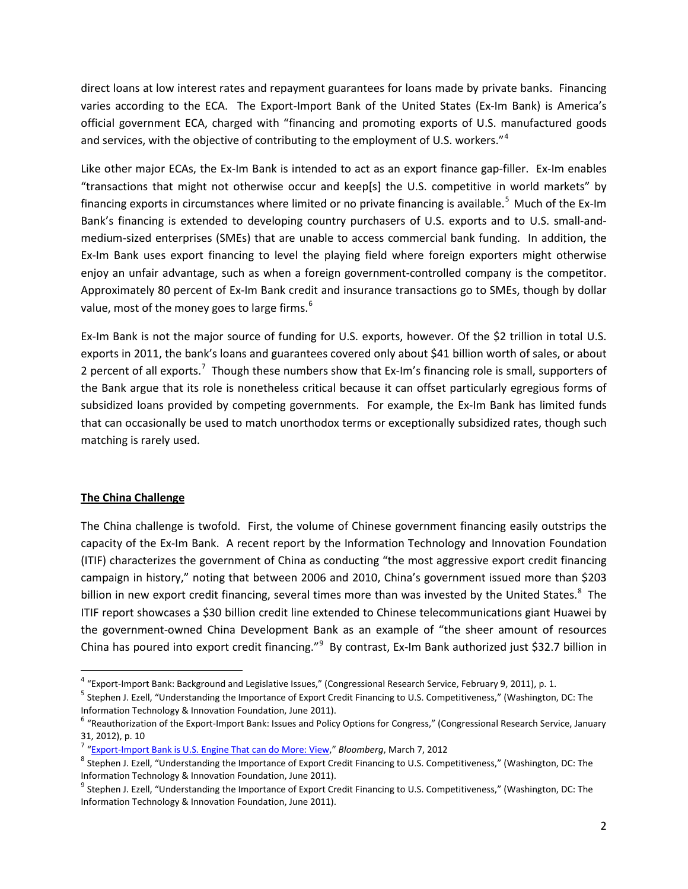direct loans at low interest rates and repayment guarantees for loans made by private banks. Financing varies according to the ECA. The Export-Import Bank of the United States (Ex-Im Bank) is America's official government ECA, charged with "financing and promoting exports of U.S. manufactured goods and services, with the objective of contributing to the employment of U.S. workers."[4]

Like other major ECAs, the Ex-Im Bank is intended to act as an export finance gap-filler. Ex-Im enables "transactions that might not otherwise occur and keep[s] the U.S. competitive in world markets" by financing exports in circumstances where limited or no private financing is available.[5] Much of the Ex-Im Bank's financing is extended to developing country purchasers of U.S. exports and to U.S. small-and-medium-sized enterprises (SMEs) that are unable to access commercial bank funding. In addition, the Ex-Im Bank uses export financing to level the playing field where foreign exporters might otherwise enjoy an unfair advantage, such as when a foreign government-controlled company is the competitor. Approximately 80 percent of Ex-Im Bank credit and insurance transactions go to SMEs, though by dollar value, most of the money goes to large firms.[6]

Ex-Im Bank is not the major source of funding for U.S. exports, however. Of the $2 trillion in total U.S. exports in 2011, the bank's loans and guarantees covered only about $41 billion worth of sales, or about 2 percent of all exports.[7] Though these numbers show that Ex-Im's financing role is small, supporters of the Bank argue that its role is nonetheless critical because it can offset particularly egregious forms of subsidized loans provided by competing governments. For example, the Ex-Im Bank has limited funds that can occasionally be used to match unorthodox terms or exceptionally subsidized rates, though such matching is rarely used.

## The China Challenge

The China challenge is twofold. First, the volume of Chinese government financing easily outstrips the capacity of the Ex-Im Bank. A recent report by the Information Technology and Innovation Foundation (ITIF) characterizes the government of China as conducting "the most aggressive export credit financing campaign in history," noting that between 2006 and 2010, China's government issued more than $203 billion in new export credit financing, several times more than was invested by the United States.[8] The ITIF report showcases a $30 billion credit line extended to Chinese telecommunications giant Huawei by the government-owned China Development Bank as an example of "the sheer amount of resources China has poured into export credit financing."[9] By contrast, Ex-Im Bank authorized just $32.7 billion in

---

[4] "Export-Import Bank: Background and Legislative Issues," (Congressional Research Service, February 9, 2011), p. 1.

[5] Stephen J. Ezell, "Understanding the Importance of Export Credit Financing to U.S. Competitiveness," (Washington, DC: The Information Technology & Innovation Foundation, June 2011).

[6] "Reauthorization of the Export-Import Bank: Issues and Policy Options for Congress," (Congressional Research Service, January 31, 2012), p. 10

[7] "Export-Import Bank is U.S. Engine That can do More: View," *Bloomberg*, March 7, 2012

[8] Stephen J. Ezell, "Understanding the Importance of Export Credit Financing to U.S. Competitiveness," (Washington, DC: The Information Technology & Innovation Foundation, June 2011).

[9] Stephen J. Ezell, "Understanding the Importance of Export Credit Financing to U.S. Competitiveness," (Washington, DC: The Information Technology & Innovation Foundation, June 2011).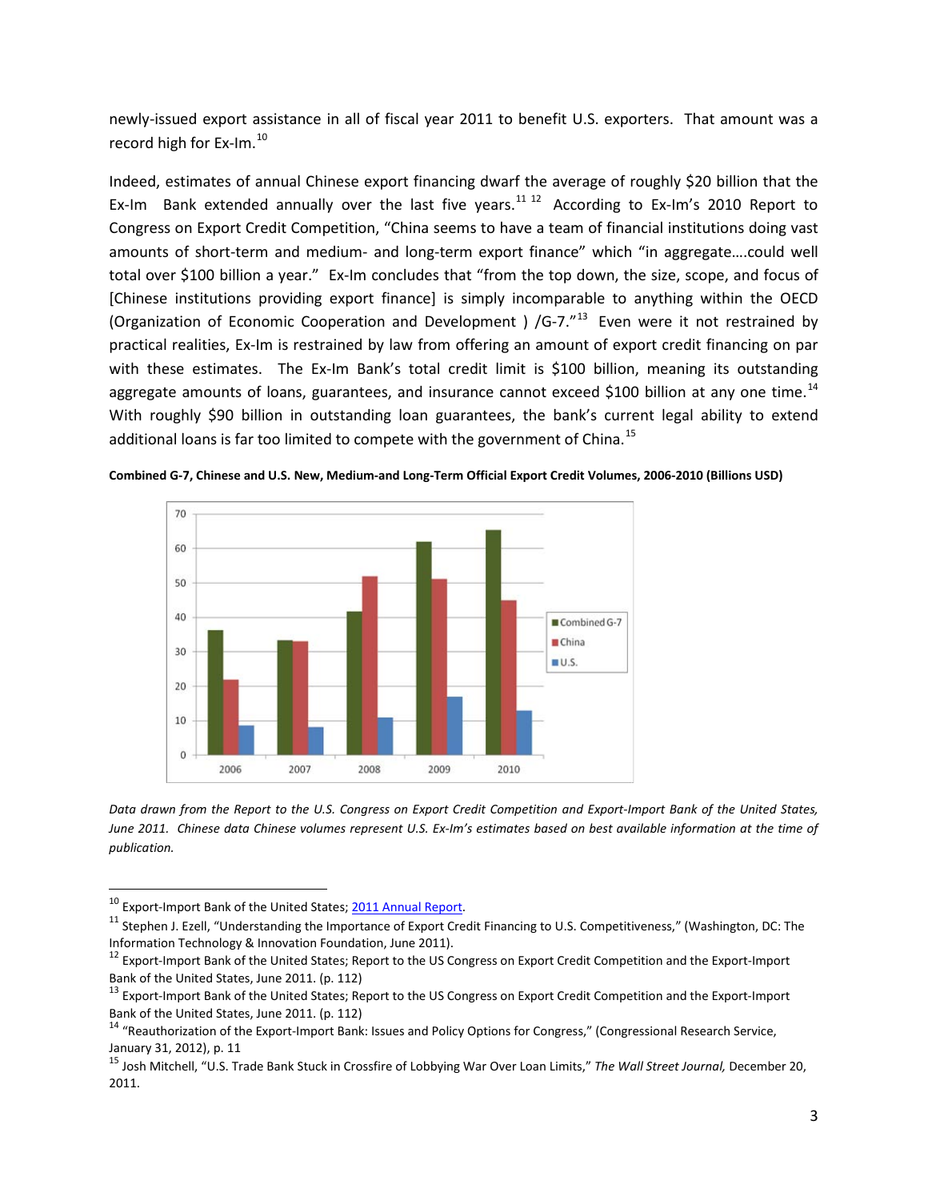newly-issued export assistance in all of fiscal year 2011 to benefit U.S. exporters. That amount was a record high for Ex-Im.[10]

Indeed, estimates of annual Chinese export financing dwarf the average of roughly $20 billion that the Ex-Im Bank extended annually over the last five years.[11] [12] According to Ex-Im's 2010 Report to Congress on Export Credit Competition, "China seems to have a team of financial institutions doing vast amounts of short-term and medium- and long-term export finance" which "in aggregate….could well total over $100 billion a year." Ex-Im concludes that "from the top down, the size, scope, and focus of [Chinese institutions providing export finance] is simply incomparable to anything within the OECD (Organization of Economic Cooperation and Development ) /G-7."[13] Even were it not restrained by practical realities, Ex-Im is restrained by law from offering an amount of export credit financing on par with these estimates. The Ex-Im Bank's total credit limit is $100 billion, meaning its outstanding aggregate amounts of loans, guarantees, and insurance cannot exceed $100 billion at any one time.[14] With roughly $90 billion in outstanding loan guarantees, the bank's current legal ability to extend additional loans is far too limited to compete with the government of China.[15]

**Combined G-7, Chinese and U.S. New, Medium-and Long-Term Official Export Credit Volumes, 2006-2010 (Billions USD)**

*Data drawn from the Report to the U.S. Congress on Export Credit Competition and Export-Import Bank of the United States, June 2011. Chinese data Chinese volumes represent U.S. Ex-Im's estimates based on best available information at the time of publication.*

---

[10] Export-Import Bank of the United States; 2011 Annual Report.

[11] Stephen J. Ezell, "Understanding the Importance of Export Credit Financing to U.S. Competitiveness," (Washington, DC: The Information Technology & Innovation Foundation, June 2011).

[12] Export-Import Bank of the United States; Report to the US Congress on Export Credit Competition and the Export-Import Bank of the United States, June 2011. (p. 112)

[13] Export-Import Bank of the United States; Report to the US Congress on Export Credit Competition and the Export-Import Bank of the United States, June 2011. (p. 112)

[14] "Reauthorization of the Export-Import Bank: Issues and Policy Options for Congress," (Congressional Research Service, January 31, 2012), p. 11

[15] Josh Mitchell, "U.S. Trade Bank Stuck in Crossfire of Lobbying War Over Loan Limits," *The Wall Street Journal,* December 20, 2011.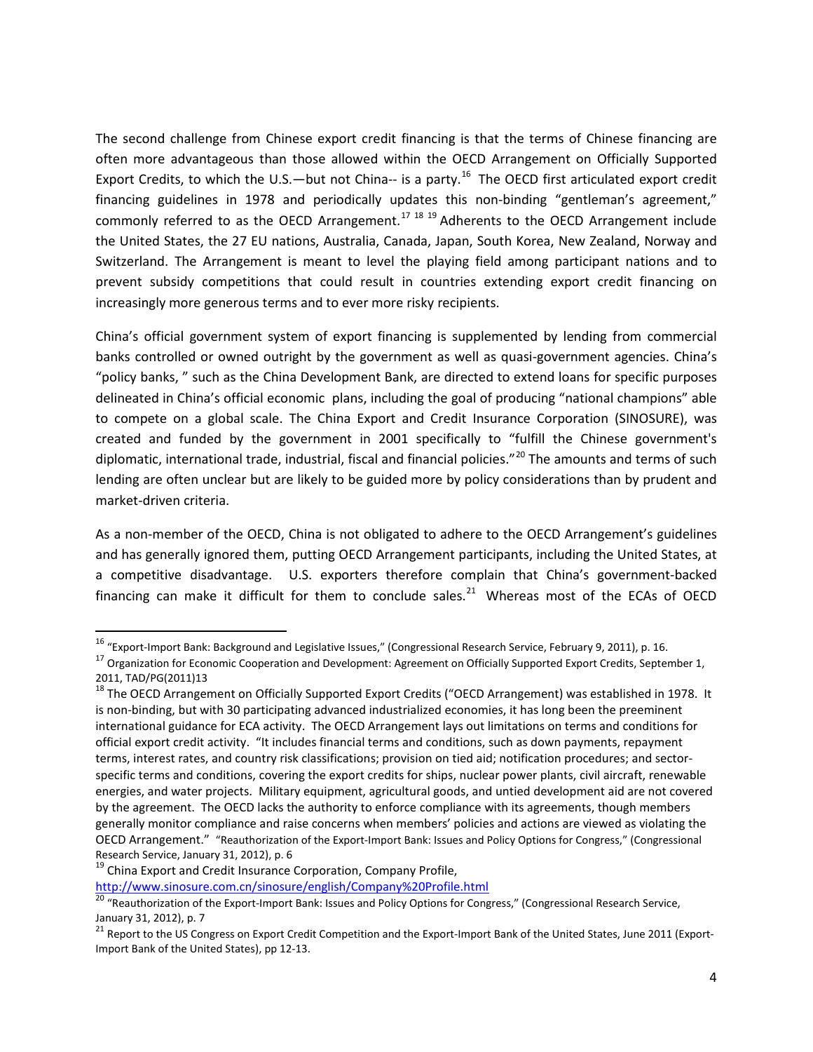The second challenge from Chinese export credit financing is that the terms of Chinese financing are often more advantageous than those allowed within the OECD Arrangement on Officially Supported Export Credits, to which the U.S.—but not China-- is a party.[16] The OECD first articulated export credit financing guidelines in 1978 and periodically updates this non-binding "gentleman's agreement," commonly referred to as the OECD Arrangement.[17] [18] [19] Adherents to the OECD Arrangement include the United States, the 27 EU nations, Australia, Canada, Japan, South Korea, New Zealand, Norway and Switzerland. The Arrangement is meant to level the playing field among participant nations and to prevent subsidy competitions that could result in countries extending export credit financing on increasingly more generous terms and to ever more risky recipients.

China's official government system of export financing is supplemented by lending from commercial banks controlled or owned outright by the government as well as quasi-government agencies. China's "policy banks, " such as the China Development Bank, are directed to extend loans for specific purposes delineated in China's official economic plans, including the goal of producing "national champions" able to compete on a global scale. The China Export and Credit Insurance Corporation (SINOSURE), was created and funded by the government in 2001 specifically to "fulfill the Chinese government's diplomatic, international trade, industrial, fiscal and financial policies."[20] The amounts and terms of such lending are often unclear but are likely to be guided more by policy considerations than by prudent and market-driven criteria.

As a non-member of the OECD, China is not obligated to adhere to the OECD Arrangement's guidelines and has generally ignored them, putting OECD Arrangement participants, including the United States, at a competitive disadvantage. U.S. exporters therefore complain that China's government-backed financing can make it difficult for them to conclude sales.[21] Whereas most of the ECAs of OECD

---

[16] "Export-Import Bank: Background and Legislative Issues," (Congressional Research Service, February 9, 2011), p. 16.

[17] Organization for Economic Cooperation and Development: Agreement on Officially Supported Export Credits, September 1, 2011, TAD/PG(2011)13

[18] The OECD Arrangement on Officially Supported Export Credits ("OECD Arrangement") was established in 1978. It is non-binding, but with 30 participating advanced industrialized economies, it has long been the preeminent international guidance for ECA activity. The OECD Arrangement lays out limitations on terms and conditions for official export credit activity. "It includes financial terms and conditions, such as down payments, repayment terms, interest rates, and country risk classifications; provision on tied aid; notification procedures; and sector-specific terms and conditions, covering the export credits for ships, nuclear power plants, civil aircraft, renewable energies, and water projects. Military equipment, agricultural goods, and untied development aid are not covered by the agreement. The OECD lacks the authority to enforce compliance with its agreements, though members generally monitor compliance and raise concerns when members' policies and actions are viewed as violating the OECD Arrangement." "Reauthorization of the Export-Import Bank: Issues and Policy Options for Congress," (Congressional Research Service, January 31, 2012), p. 6

[19] China Export and Credit Insurance Corporation, Company Profile, http://www.sinosure.com.cn/sinosure/english/Company%20Profile.html

[20] "Reauthorization of the Export-Import Bank: Issues and Policy Options for Congress," (Congressional Research Service, January 31, 2012), p. 7

[21] Report to the US Congress on Export Credit Competition and the Export-Import Bank of the United States, June 2011 (Export-Import Bank of the United States), pp 12-13.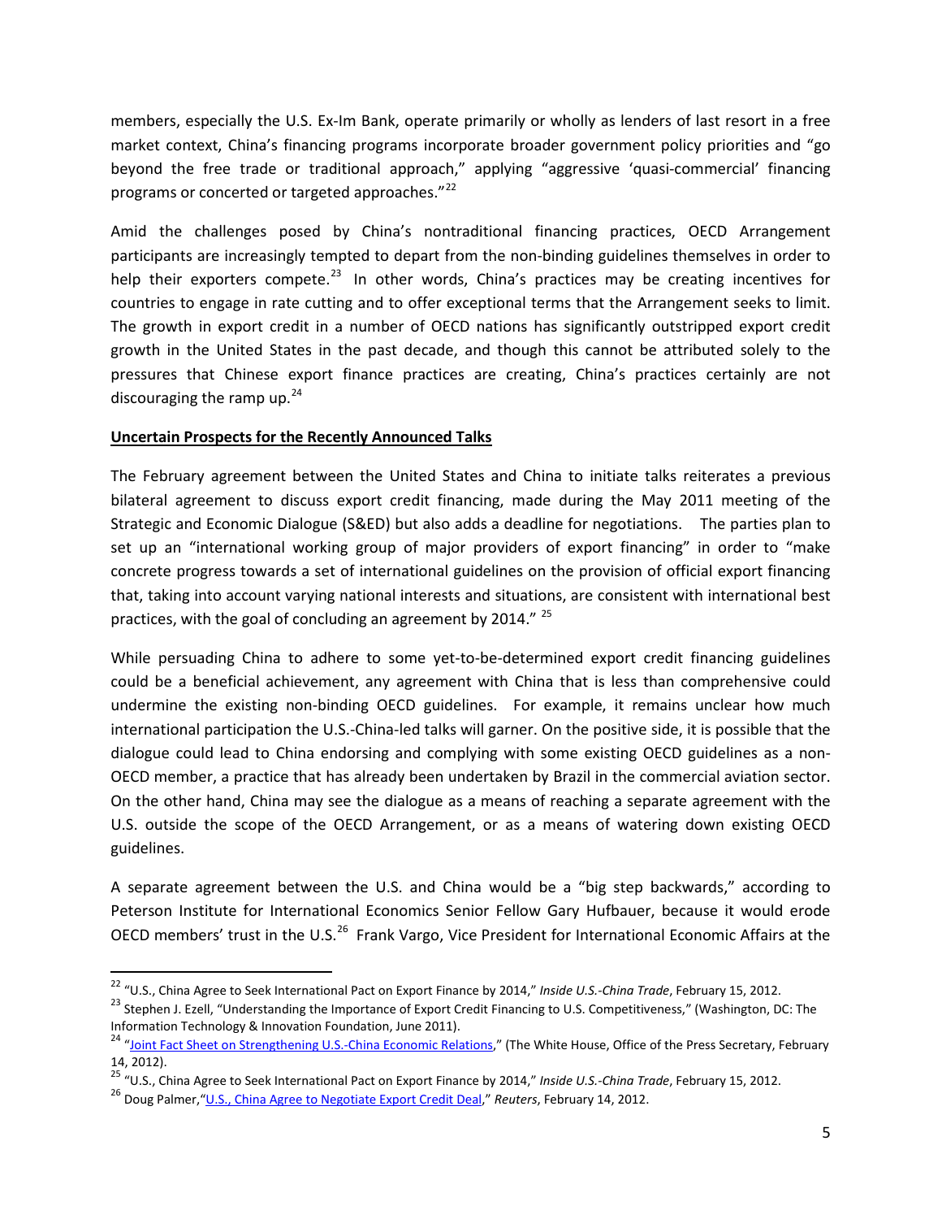members, especially the U.S. Ex-Im Bank, operate primarily or wholly as lenders of last resort in a free market context, China's financing programs incorporate broader government policy priorities and "go beyond the free trade or traditional approach," applying "aggressive 'quasi-commercial' financing programs or concerted or targeted approaches."[22]

Amid the challenges posed by China's nontraditional financing practices, OECD Arrangement participants are increasingly tempted to depart from the non-binding guidelines themselves in order to help their exporters compete.[23] In other words, China's practices may be creating incentives for countries to engage in rate cutting and to offer exceptional terms that the Arrangement seeks to limit. The growth in export credit in a number of OECD nations has significantly outstripped export credit growth in the United States in the past decade, and though this cannot be attributed solely to the pressures that Chinese export finance practices are creating, China's practices certainly are not discouraging the ramp up.[24]

**Uncertain Prospects for the Recently Announced Talks**

The February agreement between the United States and China to initiate talks reiterates a previous bilateral agreement to discuss export credit financing, made during the May 2011 meeting of the Strategic and Economic Dialogue (S&ED) but also adds a deadline for negotiations. The parties plan to set up an "international working group of major providers of export financing" in order to "make concrete progress towards a set of international guidelines on the provision of official export financing that, taking into account varying national interests and situations, are consistent with international best practices, with the goal of concluding an agreement by 2014." [25]

While persuading China to adhere to some yet-to-be-determined export credit financing guidelines could be a beneficial achievement, any agreement with China that is less than comprehensive could undermine the existing non-binding OECD guidelines. For example, it remains unclear how much international participation the U.S.-China-led talks will garner. On the positive side, it is possible that the dialogue could lead to China endorsing and complying with some existing OECD guidelines as a non-OECD member, a practice that has already been undertaken by Brazil in the commercial aviation sector. On the other hand, China may see the dialogue as a means of reaching a separate agreement with the U.S. outside the scope of the OECD Arrangement, or as a means of watering down existing OECD guidelines.

A separate agreement between the U.S. and China would be a "big step backwards," according to Peterson Institute for International Economics Senior Fellow Gary Hufbauer, because it would erode OECD members' trust in the U.S.[26] Frank Vargo, Vice President for International Economic Affairs at the

---

[22] "U.S., China Agree to Seek International Pact on Export Finance by 2014," *Inside U.S.-China Trade*, February 15, 2012.

[23] Stephen J. Ezell, "Understanding the Importance of Export Credit Financing to U.S. Competitiveness," (Washington, DC: The Information Technology & Innovation Foundation, June 2011).

[24] "Joint Fact Sheet on Strengthening U.S.-China Economic Relations," (The White House, Office of the Press Secretary, February 14, 2012).

[25] "U.S., China Agree to Seek International Pact on Export Finance by 2014," *Inside U.S.-China Trade*, February 15, 2012.

[26] Doug Palmer, "U.S., China Agree to Negotiate Export Credit Deal," *Reuters*, February 14, 2012.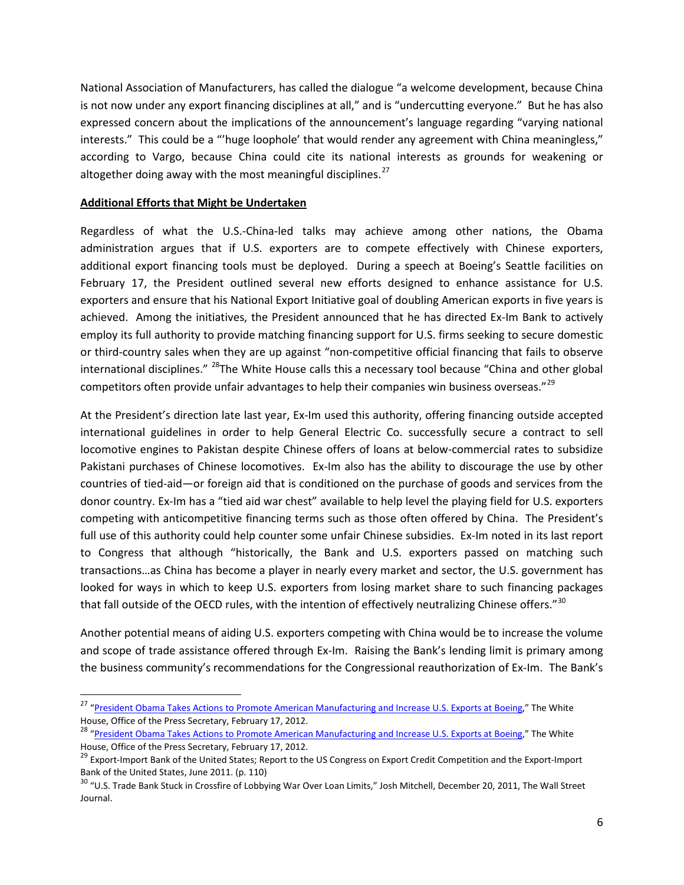National Association of Manufacturers, has called the dialogue "a welcome development, because China is not now under any export financing disciplines at all," and is "undercutting everyone." But he has also expressed concern about the implications of the announcement's language regarding "varying national interests." This could be a "'huge loophole' that would render any agreement with China meaningless," according to Vargo, because China could cite its national interests as grounds for weakening or altogether doing away with the most meaningful disciplines.[27]

**Additional Efforts that Might be Undertaken**

Regardless of what the U.S.-China-led talks may achieve among other nations, the Obama administration argues that if U.S. exporters are to compete effectively with Chinese exporters, additional export financing tools must be deployed. During a speech at Boeing's Seattle facilities on February 17, the President outlined several new efforts designed to enhance assistance for U.S. exporters and ensure that his National Export Initiative goal of doubling American exports in five years is achieved. Among the initiatives, the President announced that he has directed Ex-Im Bank to actively employ its full authority to provide matching financing support for U.S. firms seeking to secure domestic or third-country sales when they are up against "non-competitive official financing that fails to observe international disciplines." [28]The White House calls this a necessary tool because "China and other global competitors often provide unfair advantages to help their companies win business overseas."[29]

At the President's direction late last year, Ex-Im used this authority, offering financing outside accepted international guidelines in order to help General Electric Co. successfully secure a contract to sell locomotive engines to Pakistan despite Chinese offers of loans at below-commercial rates to subsidize Pakistani purchases of Chinese locomotives. Ex-Im also has the ability to discourage the use by other countries of tied-aid—or foreign aid that is conditioned on the purchase of goods and services from the donor country. Ex-Im has a "tied aid war chest" available to help level the playing field for U.S. exporters competing with anticompetitive financing terms such as those often offered by China. The President's full use of this authority could help counter some unfair Chinese subsidies. Ex-Im noted in its last report to Congress that although "historically, the Bank and U.S. exporters passed on matching such transactions…as China has become a player in nearly every market and sector, the U.S. government has looked for ways in which to keep U.S. exporters from losing market share to such financing packages that fall outside of the OECD rules, with the intention of effectively neutralizing Chinese offers."[30]

Another potential means of aiding U.S. exporters competing with China would be to increase the volume and scope of trade assistance offered through Ex-Im. Raising the Bank's lending limit is primary among the business community's recommendations for the Congressional reauthorization of Ex-Im. The Bank's

---

[27] "President Obama Takes Actions to Promote American Manufacturing and Increase U.S. Exports at Boeing," The White House, Office of the Press Secretary, February 17, 2012.

[28] "President Obama Takes Actions to Promote American Manufacturing and Increase U.S. Exports at Boeing," The White House, Office of the Press Secretary, February 17, 2012.

[29] Export-Import Bank of the United States; Report to the US Congress on Export Credit Competition and the Export-Import Bank of the United States, June 2011. (p. 110)

[30] "U.S. Trade Bank Stuck in Crossfire of Lobbying War Over Loan Limits," Josh Mitchell, December 20, 2011, The Wall Street Journal.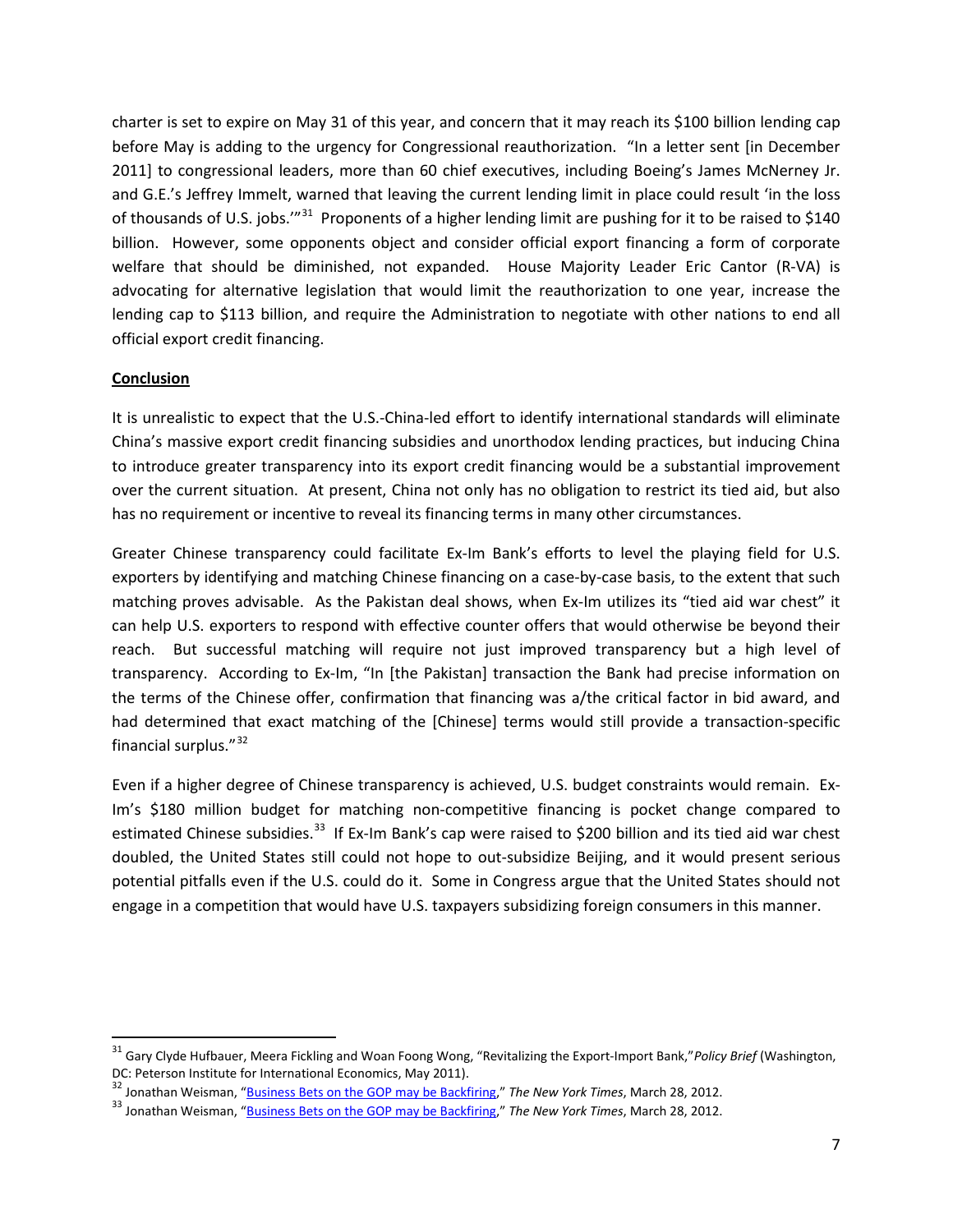charter is set to expire on May 31 of this year, and concern that it may reach its $100 billion lending cap before May is adding to the urgency for Congressional reauthorization. "In a letter sent [in December 2011] to congressional leaders, more than 60 chief executives, including Boeing's James McNerney Jr. and G.E.'s Jeffrey Immelt, warned that leaving the current lending limit in place could result 'in the loss of thousands of U.S. jobs.'"[31] Proponents of a higher lending limit are pushing for it to be raised to $140 billion. However, some opponents object and consider official export financing a form of corporate welfare that should be diminished, not expanded. House Majority Leader Eric Cantor (R-VA) is advocating for alternative legislation that would limit the reauthorization to one year, increase the lending cap to $113 billion, and require the Administration to negotiate with other nations to end all official export credit financing.

**Conclusion**

It is unrealistic to expect that the U.S.-China-led effort to identify international standards will eliminate China's massive export credit financing subsidies and unorthodox lending practices, but inducing China to introduce greater transparency into its export credit financing would be a substantial improvement over the current situation. At present, China not only has no obligation to restrict its tied aid, but also has no requirement or incentive to reveal its financing terms in many other circumstances.

Greater Chinese transparency could facilitate Ex-Im Bank's efforts to level the playing field for U.S. exporters by identifying and matching Chinese financing on a case-by-case basis, to the extent that such matching proves advisable. As the Pakistan deal shows, when Ex-Im utilizes its "tied aid war chest" it can help U.S. exporters to respond with effective counter offers that would otherwise be beyond their reach. But successful matching will require not just improved transparency but a high level of transparency. According to Ex-Im, "In [the Pakistan] transaction the Bank had precise information on the terms of the Chinese offer, confirmation that financing was a/the critical factor in bid award, and had determined that exact matching of the [Chinese] terms would still provide a transaction-specific financial surplus."[32]

Even if a higher degree of Chinese transparency is achieved, U.S. budget constraints would remain. Ex-Im's $180 million budget for matching non-competitive financing is pocket change compared to estimated Chinese subsidies.[33] If Ex-Im Bank's cap were raised to $200 billion and its tied aid war chest doubled, the United States still could not hope to out-subsidize Beijing, and it would present serious potential pitfalls even if the U.S. could do it. Some in Congress argue that the United States should not engage in a competition that would have U.S. taxpayers subsidizing foreign consumers in this manner.

---

[31] Gary Clyde Hufbauer, Meera Fickling and Woan Foong Wong, "Revitalizing the Export-Import Bank," *Policy Brief* (Washington, DC: Peterson Institute for International Economics, May 2011).

[32] Jonathan Weisman, "Business Bets on the GOP may be Backfiring," *The New York Times*, March 28, 2012.

[33] Jonathan Weisman, "Business Bets on the GOP may be Backfiring," *The New York Times*, March 28, 2012.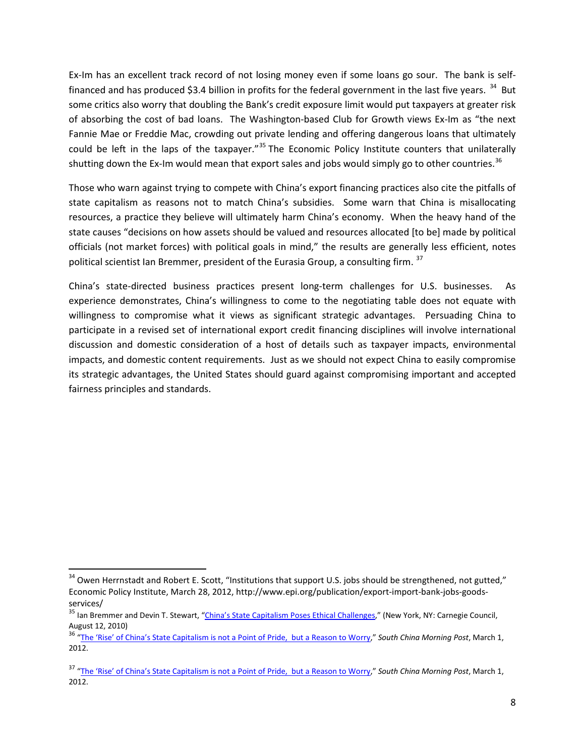Ex-Im has an excellent track record of not losing money even if some loans go sour. The bank is self-financed and has produced $3.4 billion in profits for the federal government in the last five years. [34] But some critics also worry that doubling the Bank's credit exposure limit would put taxpayers at greater risk of absorbing the cost of bad loans. The Washington-based Club for Growth views Ex-Im as "the next Fannie Mae or Freddie Mac, crowding out private lending and offering dangerous loans that ultimately could be left in the laps of the taxpayer."[35] The Economic Policy Institute counters that unilaterally shutting down the Ex-Im would mean that export sales and jobs would simply go to other countries.[36]

Those who warn against trying to compete with China's export financing practices also cite the pitfalls of state capitalism as reasons not to match China's subsidies. Some warn that China is misallocating resources, a practice they believe will ultimately harm China's economy. When the heavy hand of the state causes "decisions on how assets should be valued and resources allocated [to be] made by political officials (not market forces) with political goals in mind," the results are generally less efficient, notes political scientist Ian Bremmer, president of the Eurasia Group, a consulting firm. [37]

China's state-directed business practices present long-term challenges for U.S. businesses. As experience demonstrates, China's willingness to come to the negotiating table does not equate with willingness to compromise what it views as significant strategic advantages. Persuading China to participate in a revised set of international export credit financing disciplines will involve international discussion and domestic consideration of a host of details such as taxpayer impacts, environmental impacts, and domestic content requirements. Just as we should not expect China to easily compromise its strategic advantages, the United States should guard against compromising important and accepted fairness principles and standards.

---

[34] Owen Herrnstadt and Robert E. Scott, "Institutions that support U.S. jobs should be strengthened, not gutted," Economic Policy Institute, March 28, 2012, http://www.epi.org/publication/export-import-bank-jobs-goods-services/

[35] Ian Bremmer and Devin T. Stewart, "China's State Capitalism Poses Ethical Challenges," (New York, NY: Carnegie Council, August 12, 2010)

[36] "The 'Rise' of China's State Capitalism is not a Point of Pride, but a Reason to Worry," *South China Morning Post*, March 1, 2012.

[37] "The 'Rise' of China's State Capitalism is not a Point of Pride, but a Reason to Worry," *South China Morning Post*, March 1, 2012.